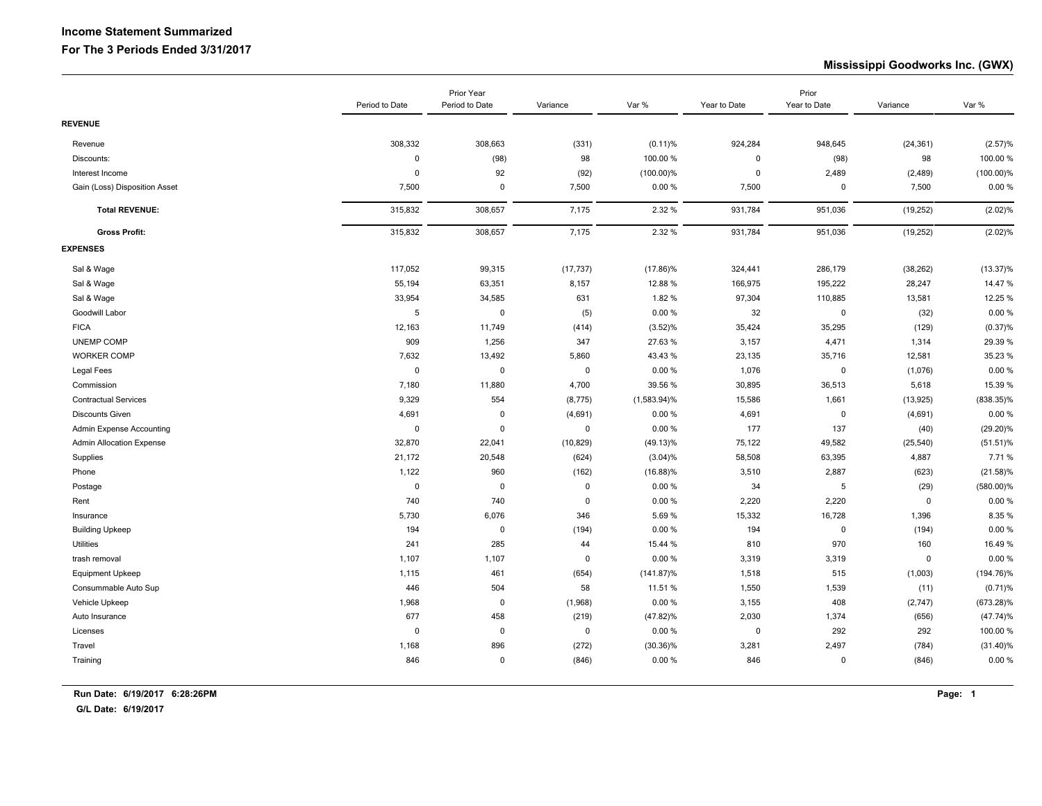# Income Statement Summarized

## For The 3 Periods Ended 3/31/2017

**Mississippi Goodworks Inc. (GWX)**

| | Period to Date | Prior Year Period to Date | Variance | Var % | Year to Date | Prior Year to Date | Variance | Var % |
|---|---|---|---|---|---|---|---|---|
| **REVENUE** | | | | | | | | |
| Revenue | 308,332 | 308,663 | (331) | (0.11)% | 924,284 | 948,645 | (24,361) | (2.57)% |
| Discounts: | 0 | (98) | 98 | 100.00 % | 0 | (98) | 98 | 100.00 % |
| Interest Income | 0 | 92 | (92) | (100.00)% | 0 | 2,489 | (2,489) | (100.00)% |
| Gain (Loss) Disposition Asset | 7,500 | 0 | 7,500 | 0.00 % | 7,500 | 0 | 7,500 | 0.00 % |
| **Total REVENUE:** | 315,832 | 308,657 | 7,175 | 2.32 % | 931,784 | 951,036 | (19,252) | (2.02)% |
| **Gross Profit:** | 315,832 | 308,657 | 7,175 | 2.32 % | 931,784 | 951,036 | (19,252) | (2.02)% |
| **EXPENSES** | | | | | | | | |
| Sal & Wage | 117,052 | 99,315 | (17,737) | (17.86)% | 324,441 | 286,179 | (38,262) | (13.37)% |
| Sal & Wage | 55,194 | 63,351 | 8,157 | 12.88 % | 166,975 | 195,222 | 28,247 | 14.47 % |
| Sal & Wage | 33,954 | 34,585 | 631 | 1.82 % | 97,304 | 110,885 | 13,581 | 12.25 % |
| Goodwill Labor | 5 | 0 | (5) | 0.00 % | 32 | 0 | (32) | 0.00 % |
| FICA | 12,163 | 11,749 | (414) | (3.52)% | 35,424 | 35,295 | (129) | (0.37)% |
| UNEMP COMP | 909 | 1,256 | 347 | 27.63 % | 3,157 | 4,471 | 1,314 | 29.39 % |
| WORKER COMP | 7,632 | 13,492 | 5,860 | 43.43 % | 23,135 | 35,716 | 12,581 | 35.23 % |
| Legal Fees | 0 | 0 | 0 | 0.00 % | 1,076 | 0 | (1,076) | 0.00 % |
| Commission | 7,180 | 11,880 | 4,700 | 39.56 % | 30,895 | 36,513 | 5,618 | 15.39 % |
| Contractual Services | 9,329 | 554 | (8,775) | (1,583.94)% | 15,586 | 1,661 | (13,925) | (838.35)% |
| Discounts Given | 4,691 | 0 | (4,691) | 0.00 % | 4,691 | 0 | (4,691) | 0.00 % |
| Admin Expense Accounting | 0 | 0 | 0 | 0.00 % | 177 | 137 | (40) | (29.20)% |
| Admin Allocation Expense | 32,870 | 22,041 | (10,829) | (49.13)% | 75,122 | 49,582 | (25,540) | (51.51)% |
| Supplies | 21,172 | 20,548 | (624) | (3.04)% | 58,508 | 63,395 | 4,887 | 7.71 % |
| Phone | 1,122 | 960 | (162) | (16.88)% | 3,510 | 2,887 | (623) | (21.58)% |
| Postage | 0 | 0 | 0 | 0.00 % | 34 | 5 | (29) | (580.00)% |
| Rent | 740 | 740 | 0 | 0.00 % | 2,220 | 2,220 | 0 | 0.00 % |
| Insurance | 5,730 | 6,076 | 346 | 5.69 % | 15,332 | 16,728 | 1,396 | 8.35 % |
| Building Upkeep | 194 | 0 | (194) | 0.00 % | 194 | 0 | (194) | 0.00 % |
| Utilities | 241 | 285 | 44 | 15.44 % | 810 | 970 | 160 | 16.49 % |
| trash removal | 1,107 | 1,107 | 0 | 0.00 % | 3,319 | 3,319 | 0 | 0.00 % |
| Equipment Upkeep | 1,115 | 461 | (654) | (141.87)% | 1,518 | 515 | (1,003) | (194.76)% |
| Consummable Auto Sup | 446 | 504 | 58 | 11.51 % | 1,550 | 1,539 | (11) | (0.71)% |
| Vehicle Upkeep | 1,968 | 0 | (1,968) | 0.00 % | 3,155 | 408 | (2,747) | (673.28)% |
| Auto Insurance | 677 | 458 | (219) | (47.82)% | 2,030 | 1,374 | (656) | (47.74)% |
| Licenses | 0 | 0 | 0 | 0.00 % | 0 | 292 | 292 | 100.00 % |
| Travel | 1,168 | 896 | (272) | (30.36)% | 3,281 | 2,497 | (784) | (31.40)% |
| Training | 846 | 0 | (846) | 0.00 % | 846 | 0 | (846) | 0.00 % |

**Run Date: 6/19/2017 6:28:26PM**

**G/L Date: 6/19/2017**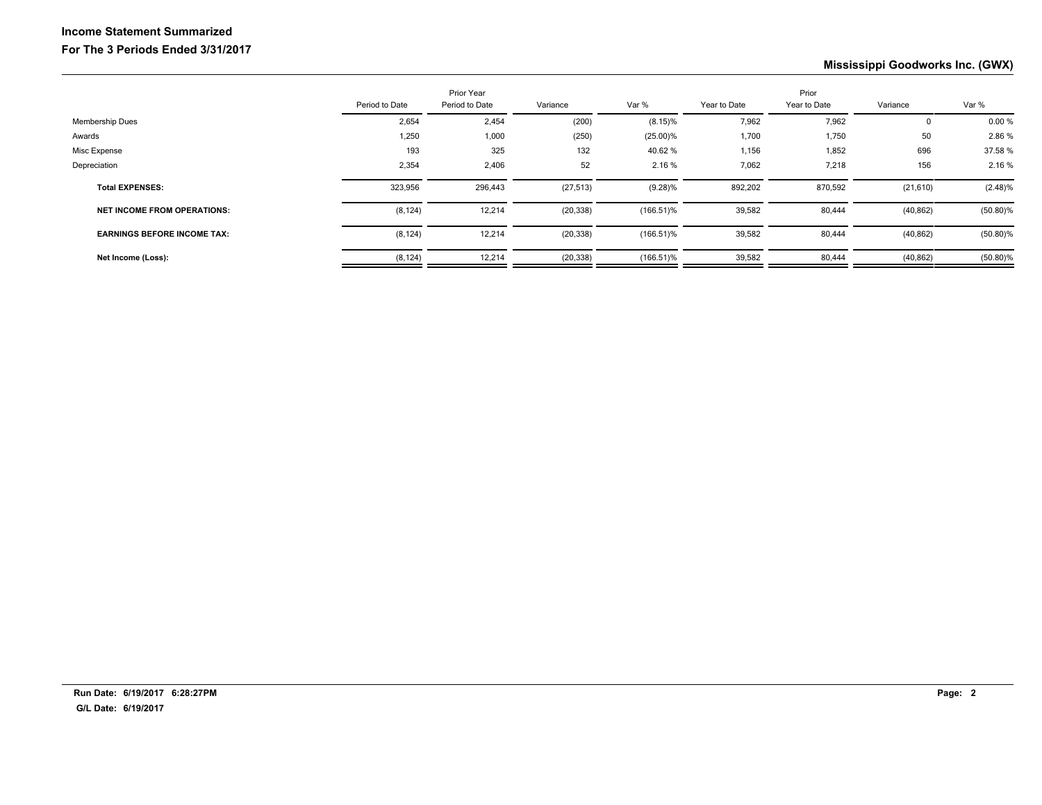**Income Statement Summarized**
**For The 3 Periods Ended 3/31/2017**

**Mississippi Goodworks Inc. (GWX)**

| | Period to Date | Prior Year Period to Date | Variance | Var % | Year to Date | Prior Year to Date | Variance | Var % |
|---|---|---|---|---|---|---|---|---|
| Membership Dues | 2,654 | 2,454 | (200) | (8.15)% | 7,962 | 7,962 | 0 | 0.00 % |
| Awards | 1,250 | 1,000 | (250) | (25.00)% | 1,700 | 1,750 | 50 | 2.86 % |
| Misc Expense | 193 | 325 | 132 | 40.62 % | 1,156 | 1,852 | 696 | 37.58 % |
| Depreciation | 2,354 | 2,406 | 52 | 2.16 % | 7,062 | 7,218 | 156 | 2.16 % |
| **Total EXPENSES:** | 323,956 | 296,443 | (27,513) | (9.28)% | 892,202 | 870,592 | (21,610) | (2.48)% |
| **NET INCOME FROM OPERATIONS:** | (8,124) | 12,214 | (20,338) | (166.51)% | 39,582 | 80,444 | (40,862) | (50.80)% |
| **EARNINGS BEFORE INCOME TAX:** | (8,124) | 12,214 | (20,338) | (166.51)% | 39,582 | 80,444 | (40,862) | (50.80)% |
| **Net Income (Loss):** | (8,124) | 12,214 | (20,338) | (166.51)% | 39,582 | 80,444 | (40,862) | (50.80)% |

**Run Date: 6/19/2017 6:28:27PM**
**G/L Date: 6/19/2017**